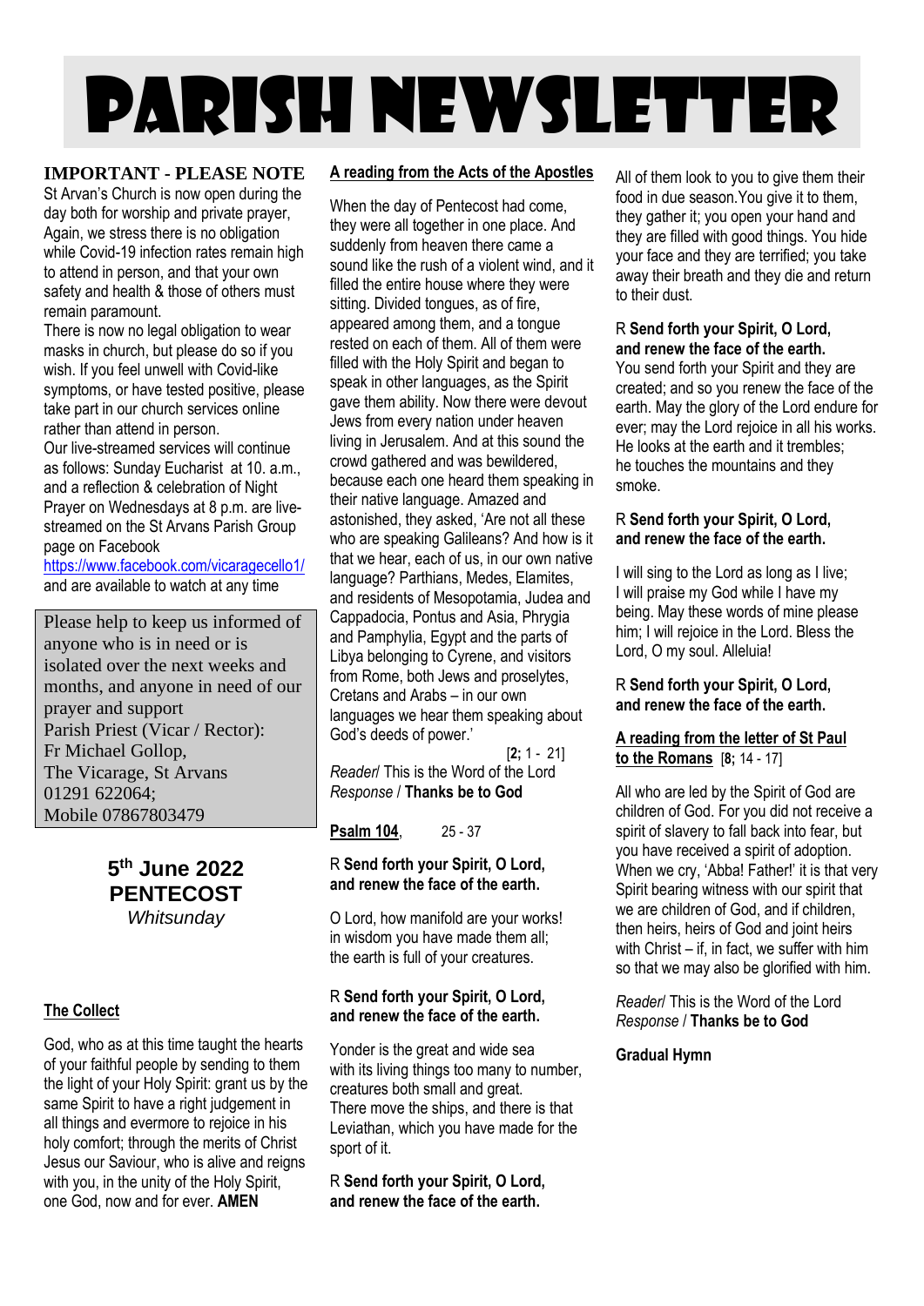# PARISH NEWSLETTER

**IMPORTANT - PLEASE NOTE**

St Arvan's Church is now open during the day both for worship and private prayer, Again, we stress there is no obligation while Covid-19 infection rates remain high to attend in person, and that your own safety and health & those of others must remain paramount.

There is now no legal obligation to wear masks in church, but please do so if you wish. If you feel unwell with Covid-like symptoms, or have tested positive, please take part in our church services online rather than attend in person.

Our live-streamed services will continue as follows: Sunday Eucharist at 10. a.m., and a reflection & celebration of Night Prayer on Wednesdays at 8 p.m. are live-streamed on the St Arvans Parish Group page on Facebook
https://www.facebook.com/vicaragecello1/
and are available to watch at any time

Please help to keep us informed of anyone who is in need or is isolated over the next weeks and months, and anyone in need of our prayer and support
Parish Priest (Vicar / Rector):
Fr Michael Gollop,
The Vicarage, St Arvans
01291 622064;
Mobile 07867803479

## 5th June 2022
## PENTECOST
*Whitsunday*

**The Collect**

God, who as at this time taught the hearts of your faithful people by sending to them the light of your Holy Spirit: grant us by the same Spirit to have a right judgement in all things and evermore to rejoice in his holy comfort; through the merits of Christ Jesus our Saviour, who is alive and reigns with you, in the unity of the Holy Spirit, one God, now and for ever. **AMEN**

**A reading from the Acts of the Apostles**

When the day of Pentecost had come, they were all together in one place. And suddenly from heaven there came a sound like the rush of a violent wind, and it filled the entire house where they were sitting. Divided tongues, as of fire, appeared among them, and a tongue rested on each of them. All of them were filled with the Holy Spirit and began to speak in other languages, as the Spirit gave them ability. Now there were devout Jews from every nation under heaven living in Jerusalem. And at this sound the crowd gathered and was bewildered, because each one heard them speaking in their native language. Amazed and astonished, they asked, 'Are not all these who are speaking Galileans? And how is it that we hear, each of us, in our own native language? Parthians, Medes, Elamites, and residents of Mesopotamia, Judea and Cappadocia, Pontus and Asia, Phrygia and Pamphylia, Egypt and the parts of Libya belonging to Cyrene, and visitors from Rome, both Jews and proselytes, Cretans and Arabs – in our own languages we hear them speaking about God's deeds of power.'

[**2**; 1 - 21]

*Reader*/ This is the Word of the Lord
*Response* / **Thanks be to God**

**Psalm 104**, 25 - 37

R **Send forth your Spirit, O Lord, and renew the face of the earth.**

O Lord, how manifold are your works! in wisdom you have made them all; the earth is full of your creatures.

R **Send forth your Spirit, O Lord, and renew the face of the earth.**

Yonder is the great and wide sea with its living things too many to number, creatures both small and great. There move the ships, and there is that Leviathan, which you have made for the sport of it.

R **Send forth your Spirit, O Lord, and renew the face of the earth.**

All of them look to you to give them their food in due season. You give it to them, they gather it; you open your hand and they are filled with good things. You hide your face and they are terrified; you take away their breath and they die and return to their dust.

R **Send forth your Spirit, O Lord, and renew the face of the earth.**

You send forth your Spirit and they are created; and so you renew the face of the earth. May the glory of the Lord endure for ever; may the Lord rejoice in all his works. He looks at the earth and it trembles; he touches the mountains and they smoke.

R **Send forth your Spirit, O Lord, and renew the face of the earth.**

I will sing to the Lord as long as I live; I will praise my God while I have my being. May these words of mine please him; I will rejoice in the Lord. Bless the Lord, O my soul. Alleluia!

R **Send forth your Spirit, O Lord, and renew the face of the earth.**

**A reading from the letter of St Paul to the Romans** [**8**; 14 - 17]

All who are led by the Spirit of God are children of God. For you did not receive a spirit of slavery to fall back into fear, but you have received a spirit of adoption. When we cry, 'Abba! Father!' it is that very Spirit bearing witness with our spirit that we are children of God, and if children, then heirs, heirs of God and joint heirs with Christ – if, in fact, we suffer with him so that we may also be glorified with him.

*Reader*/ This is the Word of the Lord
*Response* / **Thanks be to God**

**Gradual Hymn**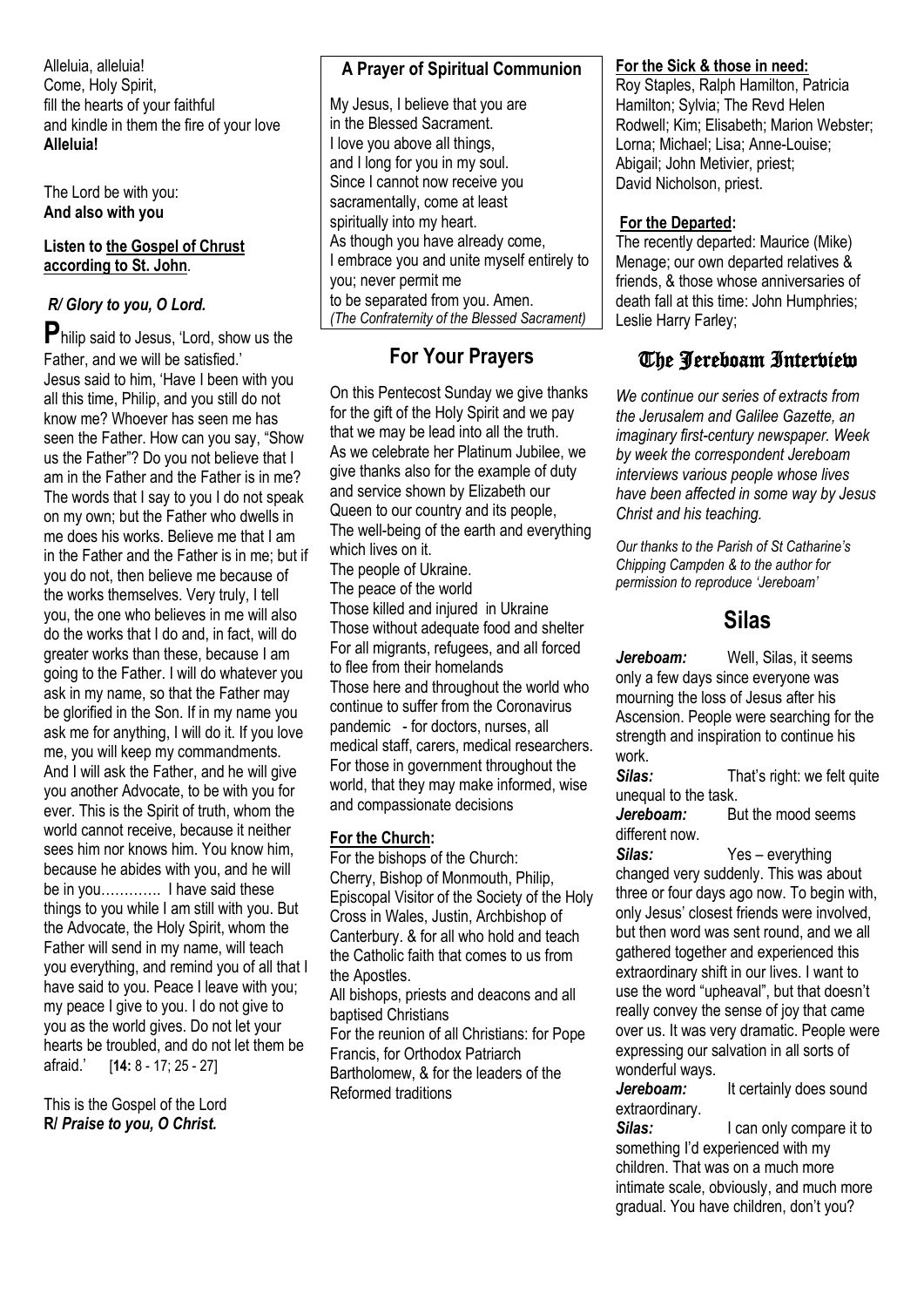Alleluia, alleluia!
Come, Holy Spirit,
fill the hearts of your faithful
and kindle in them the fire of your love
**Alleluia!**

The Lord be with you:
**And also with you**

**Listen to the Gospel of Chrust according to St. John**.

***R/ Glory to you, O Lord.***

**P**hilip said to Jesus, 'Lord, show us the Father, and we will be satisfied.' Jesus said to him, 'Have I been with you all this time, Philip, and you still do not know me? Whoever has seen me has seen the Father. How can you say, "Show us the Father"? Do you not believe that I am in the Father and the Father is in me? The words that I say to you I do not speak on my own; but the Father who dwells in me does his works. Believe me that I am in the Father and the Father is in me; but if you do not, then believe me because of the works themselves. Very truly, I tell you, the one who believes in me will also do the works that I do and, in fact, will do greater works than these, because I am going to the Father. I will do whatever you ask in my name, so that the Father may be glorified in the Son. If in my name you ask me for anything, I will do it. If you love me, you will keep my commandments. And I will ask the Father, and he will give you another Advocate, to be with you for ever. This is the Spirit of truth, whom the world cannot receive, because it neither sees him nor knows him. You know him, because he abides with you, and he will be in you…………. I have said these things to you while I am still with you. But the Advocate, the Holy Spirit, whom the Father will send in my name, will teach you everything, and remind you of all that I have said to you. Peace I leave with you; my peace I give to you. I do not give to you as the world gives. Do not let your hearts be troubled, and do not let them be afraid.' [**14:** 8 - 17; 25 - 27]

This is the Gospel of the Lord
**R/ *Praise to you, O Christ.***

### A Prayer of Spiritual Communion

My Jesus, I believe that you are
in the Blessed Sacrament.
I love you above all things,
and I long for you in my soul.
Since I cannot now receive you
sacramentally, come at least
spiritually into my heart.
As though you have already come,
I embrace you and unite myself entirely to you; never permit me
to be separated from you. Amen.
*(The Confraternity of the Blessed Sacrament)*

## For Your Prayers

On this Pentecost Sunday we give thanks for the gift of the Holy Spirit and we pay that we may be lead into all the truth.
As we celebrate her Platinum Jubilee, we give thanks also for the example of duty and service shown by Elizabeth our Queen to our country and its people,
The well-being of the earth and everything which lives on it.
The people of Ukraine.
The peace of the world
Those killed and injured in Ukraine
Those without adequate food and shelter
For all migrants, refugees, and all forced to flee from their homelands
Those here and throughout the world who continue to suffer from the Coronavirus pandemic - for doctors, nurses, all medical staff, carers, medical researchers.
For those in government throughout the world, that they may make informed, wise and compassionate decisions

**For the Church:**
For the bishops of the Church:
Cherry, Bishop of Monmouth, Philip, Episcopal Visitor of the Society of the Holy Cross in Wales, Justin, Archbishop of Canterbury. & for all who hold and teach the Catholic faith that comes to us from the Apostles.
All bishops, priests and deacons and all baptised Christians
For the reunion of all Christians: for Pope Francis, for Orthodox Patriarch Bartholomew, & for the leaders of the Reformed traditions

**For the Sick & those in need:**
Roy Staples, Ralph Hamilton, Patricia Hamilton; Sylvia; The Revd Helen Rodwell; Kim; Elisabeth; Marion Webster; Lorna; Michael; Lisa; Anne-Louise; Abigail; John Metivier, priest; David Nicholson, priest.

**For the Departed:**
The recently departed: Maurice (Mike) Menage; our own departed relatives & friends, & those whose anniversaries of death fall at this time: John Humphries; Leslie Harry Farley;

## The Jereboam Interview

*We continue our series of extracts from the Jerusalem and Galilee Gazette, an imaginary first-century newspaper. Week by week the correspondent Jereboam interviews various people whose lives have been affected in some way by Jesus Christ and his teaching.*

*Our thanks to the Parish of St Catharine's Chipping Campden & to the author for permission to reproduce 'Jereboam'*

## Silas

***Jereboam:*** Well, Silas, it seems only a few days since everyone was mourning the loss of Jesus after his Ascension. People were searching for the strength and inspiration to continue his work.

***Silas:*** That's right: we felt quite unequal to the task.

***Jereboam:*** But the mood seems different now.

***Silas:*** Yes – everything changed very suddenly. This was about three or four days ago now. To begin with, only Jesus' closest friends were involved, but then word was sent round, and we all gathered together and experienced this extraordinary shift in our lives. I want to use the word "upheaval", but that doesn't really convey the sense of joy that came over us. It was very dramatic. People were expressing our salvation in all sorts of wonderful ways.

***Jereboam:*** It certainly does sound extraordinary.

***Silas:*** I can only compare it to something I'd experienced with my children. That was on a much more intimate scale, obviously, and much more gradual. You have children, don't you?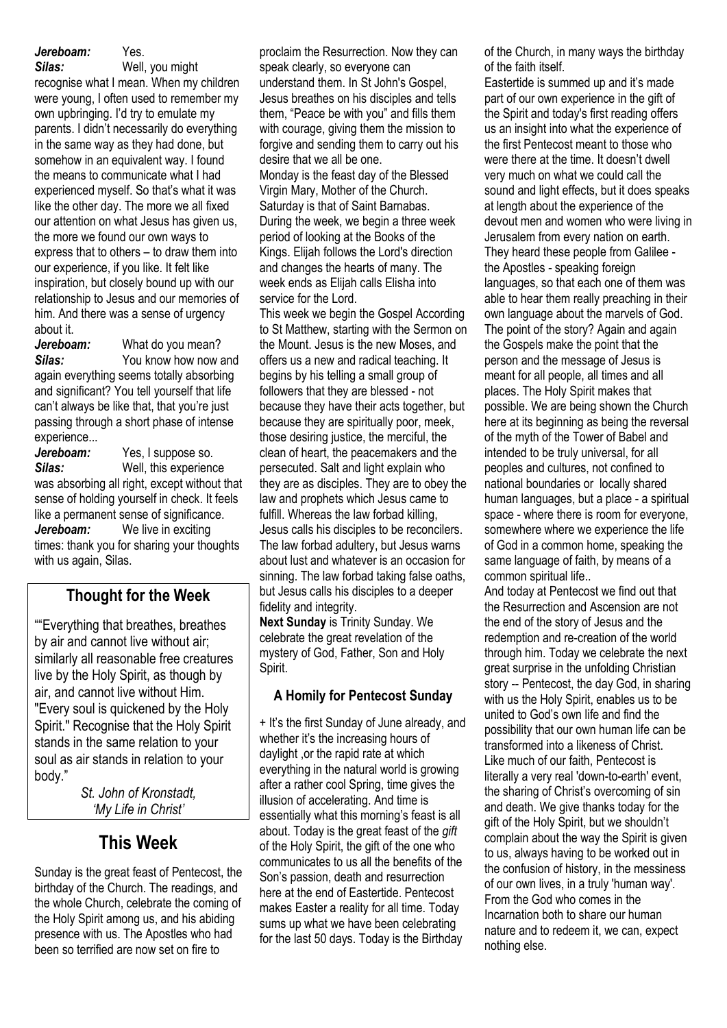***Jereboam:*** Yes.

***Silas:*** Well, you might recognise what I mean. When my children were young, I often used to remember my own upbringing. I'd try to emulate my parents. I didn't necessarily do everything in the same way as they had done, but somehow in an equivalent way. I found the means to communicate what I had experienced myself. So that's what it was like the other day. The more we all fixed our attention on what Jesus has given us, the more we found our own ways to express that to others – to draw them into our experience, if you like. It felt like inspiration, but closely bound up with our relationship to Jesus and our memories of him. And there was a sense of urgency about it.

***Jereboam:*** What do you mean?

***Silas:*** You know how now and again everything seems totally absorbing and significant? You tell yourself that life can't always be like that, that you're just passing through a short phase of intense experience...

***Jereboam:*** Yes, I suppose so.

***Silas:*** Well, this experience was absorbing all right, except without that sense of holding yourself in check. It feels like a permanent sense of significance.

***Jereboam:*** We live in exciting times: thank you for sharing your thoughts with us again, Silas.

## Thought for the Week

""Everything that breathes, breathes by air and cannot live without air; similarly all reasonable free creatures live by the Holy Spirit, as though by air, and cannot live without Him. "Every soul is quickened by the Holy Spirit." Recognise that the Holy Spirit stands in the same relation to your soul as air stands in relation to your body."

*St. John of Kronstadt, 'My Life in Christ'*

## This Week

Sunday is the great feast of Pentecost, the birthday of the Church. The readings, and the whole Church, celebrate the coming of the Holy Spirit among us, and his abiding presence with us. The Apostles who had been so terrified are now set on fire to proclaim the Resurrection. Now they can speak clearly, so everyone can understand them. In St John's Gospel, Jesus breathes on his disciples and tells them, "Peace be with you" and fills them with courage, giving them the mission to forgive and sending them to carry out his desire that we all be one.

Monday is the feast day of the Blessed Virgin Mary, Mother of the Church. Saturday is that of Saint Barnabas. During the week, we begin a three week period of looking at the Books of the Kings. Elijah follows the Lord's direction and changes the hearts of many. The week ends as Elijah calls Elisha into service for the Lord.

This week we begin the Gospel According to St Matthew, starting with the Sermon on the Mount. Jesus is the new Moses, and offers us a new and radical teaching. It begins by his telling a small group of followers that they are blessed - not because they have their acts together, but because they are spiritually poor, meek, those desiring justice, the merciful, the clean of heart, the peacemakers and the persecuted. Salt and light explain who they are as disciples. They are to obey the law and prophets which Jesus came to fulfill. Whereas the law forbad killing, Jesus calls his disciples to be reconcilers. The law forbad adultery, but Jesus warns about lust and whatever is an occasion for sinning. The law forbad taking false oaths, but Jesus calls his disciples to a deeper fidelity and integrity.

**Next Sunday** is Trinity Sunday. We celebrate the great revelation of the mystery of God, Father, Son and Holy Spirit.

### A Homily for Pentecost Sunday

+ It's the first Sunday of June already, and whether it's the increasing hours of daylight ,or the rapid rate at which everything in the natural world is growing after a rather cool Spring, time gives the illusion of accelerating. And time is essentially what this morning's feast is all about. Today is the great feast of the *gift* of the Holy Spirit, the gift of the one who communicates to us all the benefits of the Son's passion, death and resurrection here at the end of Eastertide. Pentecost makes Easter a reality for all time. Today sums up what we have been celebrating for the last 50 days. Today is the Birthday of the Church, in many ways the birthday of the faith itself.

Eastertide is summed up and it's made part of our own experience in the gift of the Spirit and today's first reading offers us an insight into what the experience of the first Pentecost meant to those who were there at the time. It doesn't dwell very much on what we could call the sound and light effects, but it does speaks at length about the experience of the devout men and women who were living in Jerusalem from every nation on earth. They heard these people from Galilee - the Apostles - speaking foreign languages, so that each one of them was able to hear them really preaching in their own language about the marvels of God. The point of the story? Again and again the Gospels make the point that the person and the message of Jesus is meant for all people, all times and all places. The Holy Spirit makes that possible. We are being shown the Church here at its beginning as being the reversal of the myth of the Tower of Babel and intended to be truly universal, for all peoples and cultures, not confined to national boundaries or locally shared human languages, but a place - a spiritual space - where there is room for everyone, somewhere where we experience the life of God in a common home, speaking the same language of faith, by means of a common spiritual life..

And today at Pentecost we find out that the Resurrection and Ascension are not the end of the story of Jesus and the redemption and re-creation of the world through him. Today we celebrate the next great surprise in the unfolding Christian story -- Pentecost, the day God, in sharing with us the Holy Spirit, enables us to be united to God's own life and find the possibility that our own human life can be transformed into a likeness of Christ.

Like much of our faith, Pentecost is literally a very real 'down-to-earth' event, the sharing of Christ's overcoming of sin and death. We give thanks today for the gift of the Holy Spirit, but we shouldn't complain about the way the Spirit is given to us, always having to be worked out in the confusion of history, in the messiness of our own lives, in a truly 'human way'. From the God who comes in the Incarnation both to share our human nature and to redeem it, we can, expect nothing else.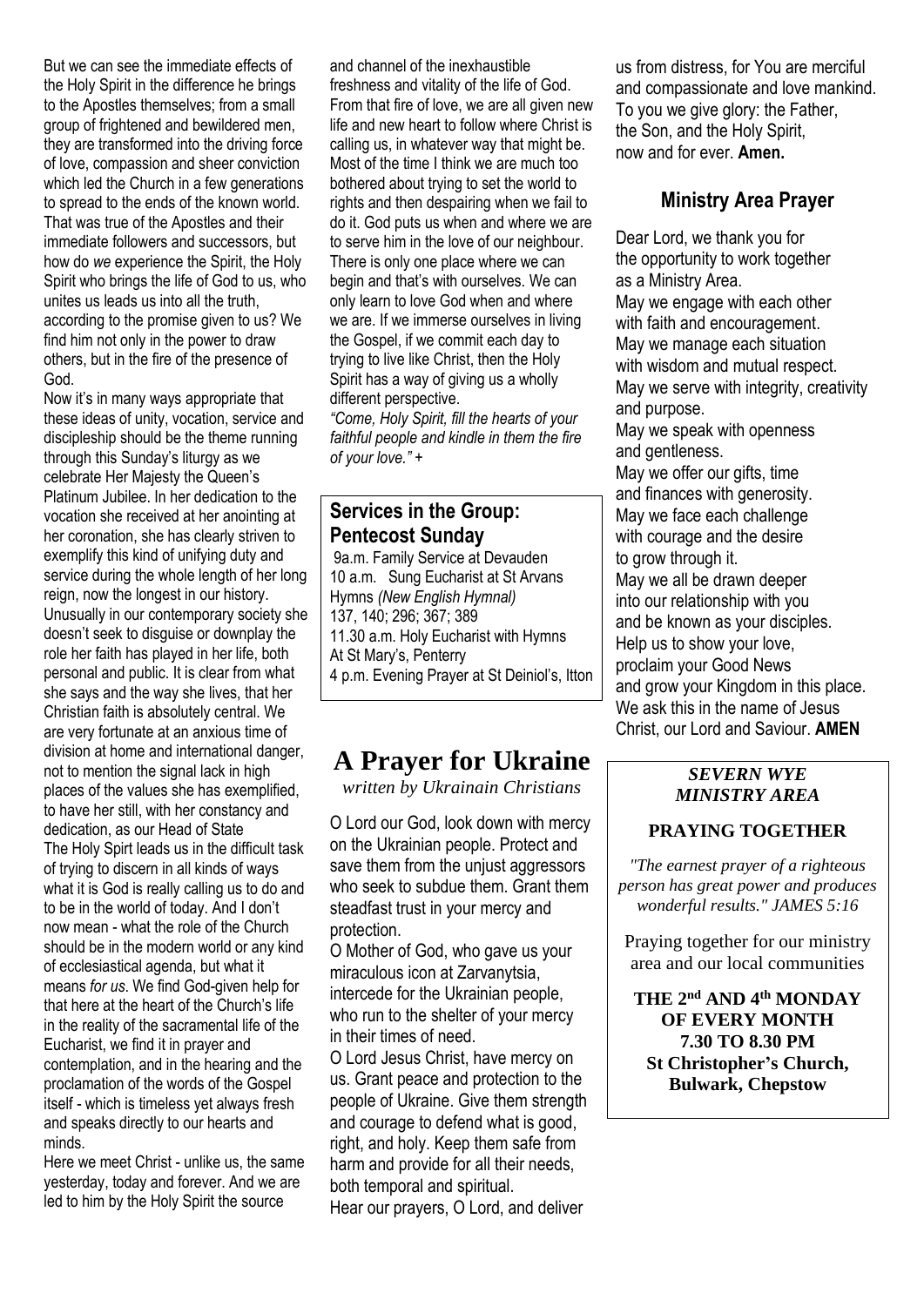But we can see the immediate effects of the Holy Spirit in the difference he brings to the Apostles themselves; from a small group of frightened and bewildered men, they are transformed into the driving force of love, compassion and sheer conviction which led the Church in a few generations to spread to the ends of the known world. That was true of the Apostles and their immediate followers and successors, but how do *we* experience the Spirit, the Holy Spirit who brings the life of God to us, who unites us leads us into all the truth, according to the promise given to us? We find him not only in the power to draw others, but in the fire of the presence of God.

Now it's in many ways appropriate that these ideas of unity, vocation, service and discipleship should be the theme running through this Sunday's liturgy as we celebrate Her Majesty the Queen's Platinum Jubilee. In her dedication to the vocation she received at her anointing at her coronation, she has clearly striven to exemplify this kind of unifying duty and service during the whole length of her long reign, now the longest in our history. Unusually in our contemporary society she doesn't seek to disguise or downplay the role her faith has played in her life, both personal and public. It is clear from what she says and the way she lives, that her Christian faith is absolutely central. We are very fortunate at an anxious time of division at home and international danger, not to mention the signal lack in high places of the values she has exemplified, to have her still, with her constancy and dedication, as our Head of State

The Holy Spirt leads us in the difficult task of trying to discern in all kinds of ways what it is God is really calling us to do and to be in the world of today. And I don't now mean - what the role of the Church should be in the modern world or any kind of ecclesiastical agenda, but what it means *for us*. We find God-given help for that here at the heart of the Church's life in the reality of the sacramental life of the Eucharist, we find it in prayer and contemplation, and in the hearing and the proclamation of the words of the Gospel itself - which is timeless yet always fresh and speaks directly to our hearts and minds.

Here we meet Christ - unlike us, the same yesterday, today and forever. And we are led to him by the Holy Spirit the source and channel of the inexhaustible freshness and vitality of the life of God. From that fire of love, we are all given new life and new heart to follow where Christ is calling us, in whatever way that might be. Most of the time I think we are much too bothered about trying to set the world to rights and then despairing when we fail to do it. God puts us when and where we are to serve him in the love of our neighbour. There is only one place where we can begin and that's with ourselves. We can only learn to love God when and where we are. If we immerse ourselves in living the Gospel, if we commit each day to trying to live like Christ, then the Holy Spirit has a way of giving us a wholly different perspective.

*"Come, Holy Spirit, fill the hearts of your faithful people and kindle in them the fire of your love." +*

## Services in the Group: Pentecost Sunday

9a.m. Family Service at Devauden
10 a.m. Sung Eucharist at St Arvans
Hymns *(New English Hymnal)*
137, 140; 296; 367; 389
11.30 a.m. Holy Eucharist with Hymns
At St Mary's, Penterry
4 p.m. Evening Prayer at St Deiniol's, Itton

# A Prayer for Ukraine

*written by Ukrainain Christians*

O Lord our God, look down with mercy on the Ukrainian people. Protect and save them from the unjust aggressors who seek to subdue them. Grant them steadfast trust in your mercy and protection.

O Mother of God, who gave us your miraculous icon at Zarvanytsia, intercede for the Ukrainian people, who run to the shelter of your mercy in their times of need.

O Lord Jesus Christ, have mercy on us. Grant peace and protection to the people of Ukraine. Give them strength and courage to defend what is good, right, and holy. Keep them safe from harm and provide for all their needs, both temporal and spiritual.

Hear our prayers, O Lord, and deliver us from distress, for You are merciful and compassionate and love mankind. To you we give glory: the Father, the Son, and the Holy Spirit, now and for ever. **Amen.**

## Ministry Area Prayer

Dear Lord, we thank you for
the opportunity to work together
as a Ministry Area.
May we engage with each other
with faith and encouragement.
May we manage each situation
with wisdom and mutual respect.
May we serve with integrity, creativity
and purpose.
May we speak with openness
and gentleness.
May we offer our gifts, time
and finances with generosity.
May we face each challenge
with courage and the desire
to grow through it.
May we all be drawn deeper
into our relationship with you
and be known as your disciples.
Help us to show your love,
proclaim your Good News
and grow your Kingdom in this place.
We ask this in the name of Jesus
Christ, our Lord and Saviour. **AMEN**

### *SEVERN WYE MINISTRY AREA*

**PRAYING TOGETHER**

*"The earnest prayer of a righteous person has great power and produces wonderful results." JAMES 5:16*

Praying together for our ministry area and our local communities

**THE 2nd AND 4th MONDAY OF EVERY MONTH**
**7.30 TO 8.30 PM**
**St Christopher's Church, Bulwark, Chepstow**